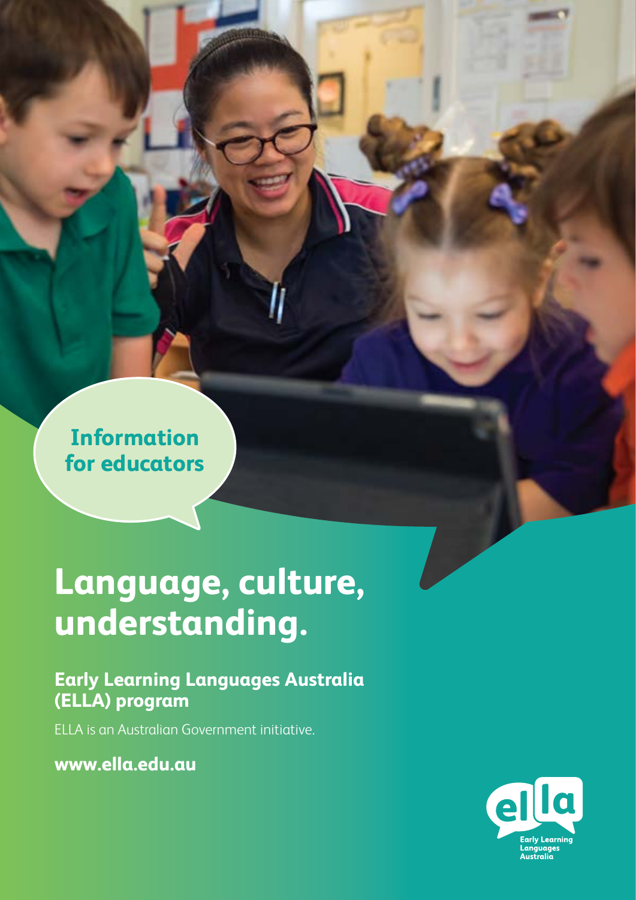Information for educators

# Language, culture, understanding.

## Early Learning Languages Australia (ELLA) program

ELLA is an Australian Government initiative.

**www.ella.edu.au**

ella
Early Learning Languages Australia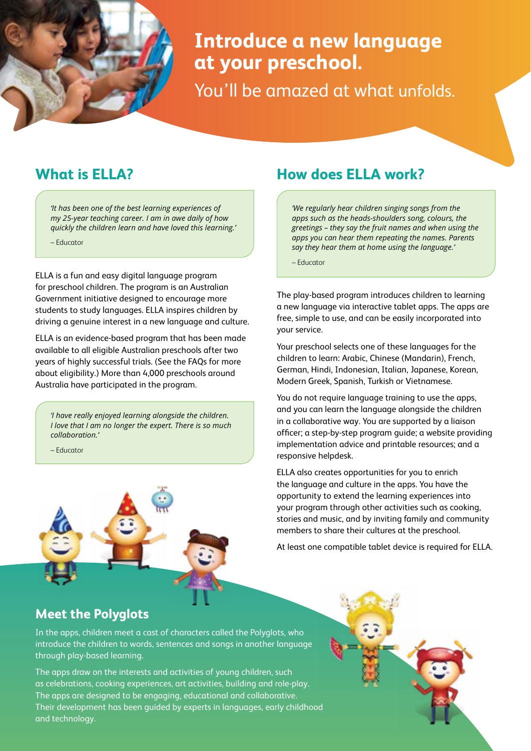# Introduce a new language at your preschool.

You'll be amazed at what unfolds.

## What is ELLA?

> *'It has been one of the best learning experiences of my 25-year teaching career. I am in awe daily of how quickly the children learn and have loved this learning.'*
>
> – Educator

ELLA is a fun and easy digital language program for preschool children. The program is an Australian Government initiative designed to encourage more students to study languages. ELLA inspires children by driving a genuine interest in a new language and culture.

ELLA is an evidence-based program that has been made available to all eligible Australian preschools after two years of highly successful trials. (See the FAQs for more about eligibility.) More than 4,000 preschools around Australia have participated in the program.

> *'I have really enjoyed learning alongside the children. I love that I am no longer the expert. There is so much collaboration.'*
>
> – Educator

## How does ELLA work?

> *'We regularly hear children singing songs from the apps such as the heads-shoulders song, colours, the greetings – they say the fruit names and when using the apps you can hear them repeating the names. Parents say they hear them at home using the language.'*
>
> – Educator

The play-based program introduces children to learning a new language via interactive tablet apps. The apps are free, simple to use, and can be easily incorporated into your service.

Your preschool selects one of these languages for the children to learn: Arabic, Chinese (Mandarin), French, German, Hindi, Indonesian, Italian, Japanese, Korean, Modern Greek, Spanish, Turkish or Vietnamese.

You do not require language training to use the apps, and you can learn the language alongside the children in a collaborative way. You are supported by a liaison officer; a step-by-step program guide; a website providing implementation advice and printable resources; and a responsive helpdesk.

ELLA also creates opportunities for you to enrich the language and culture in the apps. You have the opportunity to extend the learning experiences into your program through other activities such as cooking, stories and music, and by inviting family and community members to share their cultures at the preschool.

At least one compatible tablet device is required for ELLA.

## Meet the Polyglots

In the apps, children meet a cast of characters called the Polyglots, who introduce the children to words, sentences and songs in another language through play-based learning.

The apps draw on the interests and activities of young children, such as celebrations, cooking experiences, art activities, building and role-play. The apps are designed to be engaging, educational and collaborative. Their development has been guided by experts in languages, early childhood and technology.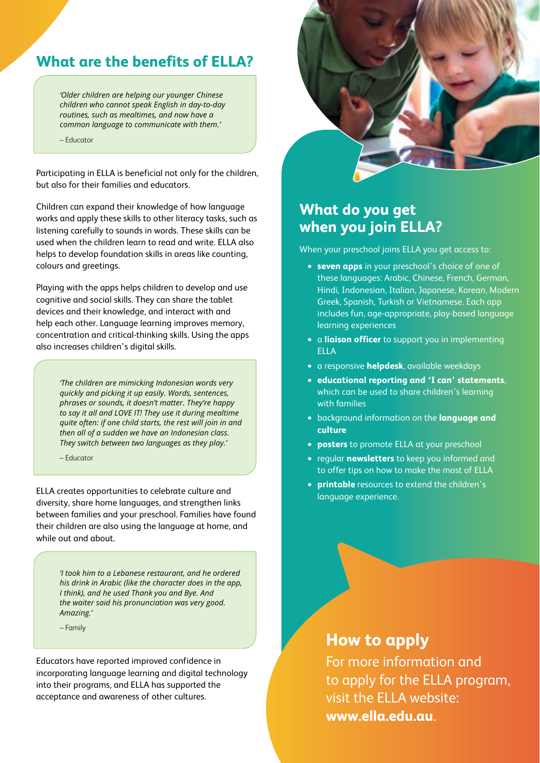## What are the benefits of ELLA?

> *'Older children are helping our younger Chinese children who cannot speak English in day-to-day routines, such as mealtimes, and now have a common language to communicate with them.'*
>
> – Educator

Participating in ELLA is beneficial not only for the children, but also for their families and educators.

Children can expand their knowledge of how language works and apply these skills to other literacy tasks, such as listening carefully to sounds in words. These skills can be used when the children learn to read and write. ELLA also helps to develop foundation skills in areas like counting, colours and greetings.

Playing with the apps helps children to develop and use cognitive and social skills. They can share the tablet devices and their knowledge, and interact with and help each other. Language learning improves memory, concentration and critical-thinking skills. Using the apps also increases children's digital skills.

> *'The children are mimicking Indonesian words very quickly and picking it up easily. Words, sentences, phrases or sounds, it doesn't matter. They're happy to say it all and LOVE IT! They use it during mealtime quite often: if one child starts, the rest will join in and then all of a sudden we have an Indonesian class. They switch between two languages as they play.'*
>
> – Educator

ELLA creates opportunities to celebrate culture and diversity, share home languages, and strengthen links between families and your preschool. Families have found their children are also using the language at home, and while out and about.

> *'I took him to a Lebanese restaurant, and he ordered his drink in Arabic (like the character does in the app, I think), and he used Thank you and Bye. And the waiter said his pronunciation was very good. Amazing.'*
>
> – Family

Educators have reported improved confidence in incorporating language learning and digital technology into their programs, and ELLA has supported the acceptance and awareness of other cultures.

## What do you get when you join ELLA?

When your preschool joins ELLA you get access to:

- **seven apps** in your preschool's choice of one of these languages: Arabic, Chinese, French, German, Hindi, Indonesian, Italian, Japanese, Korean, Modern Greek, Spanish, Turkish or Vietnamese. Each app includes fun, age-appropriate, play-based language learning experiences
- a **liaison officer** to support you in implementing ELLA
- a responsive **helpdesk**, available weekdays
- **educational reporting and 'I can' statements**, which can be used to share children's learning with families
- background information on the **language and culture**
- **posters** to promote ELLA at your preschool
- regular **newsletters** to keep you informed and to offer tips on how to make the most of ELLA
- **printable** resources to extend the children's language experience.

## How to apply

For more information and to apply for the ELLA program, visit the ELLA website: **www.ella.edu.au**.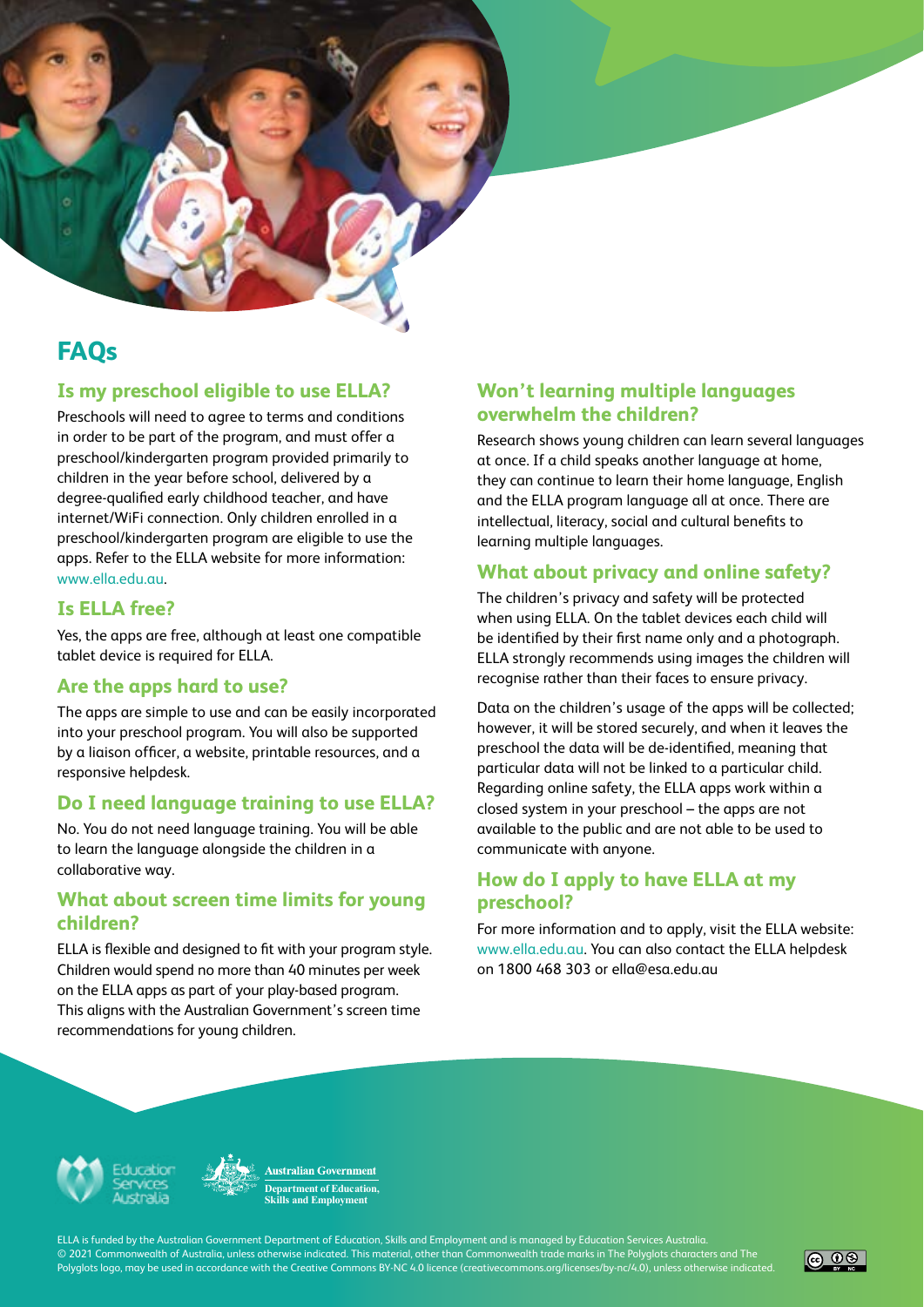# FAQs

## Is my preschool eligible to use ELLA?

Preschools will need to agree to terms and conditions in order to be part of the program, and must offer a preschool/kindergarten program provided primarily to children in the year before school, delivered by a degree-qualified early childhood teacher, and have internet/WiFi connection. Only children enrolled in a preschool/kindergarten program are eligible to use the apps. Refer to the ELLA website for more information: www.ella.edu.au.

## Is ELLA free?

Yes, the apps are free, although at least one compatible tablet device is required for ELLA.

## Are the apps hard to use?

The apps are simple to use and can be easily incorporated into your preschool program. You will also be supported by a liaison officer, a website, printable resources, and a responsive helpdesk.

## Do I need language training to use ELLA?

No. You do not need language training. You will be able to learn the language alongside the children in a collaborative way.

## What about screen time limits for young children?

ELLA is flexible and designed to fit with your program style. Children would spend no more than 40 minutes per week on the ELLA apps as part of your play-based program. This aligns with the Australian Government's screen time recommendations for young children.

## Won't learning multiple languages overwhelm the children?

Research shows young children can learn several languages at once. If a child speaks another language at home, they can continue to learn their home language, English and the ELLA program language all at once. There are intellectual, literacy, social and cultural benefits to learning multiple languages.

## What about privacy and online safety?

The children's privacy and safety will be protected when using ELLA. On the tablet devices each child will be identified by their first name only and a photograph. ELLA strongly recommends using images the children will recognise rather than their faces to ensure privacy.

Data on the children's usage of the apps will be collected; however, it will be stored securely, and when it leaves the preschool the data will be de-identified, meaning that particular data will not be linked to a particular child. Regarding online safety, the ELLA apps work within a closed system in your preschool – the apps are not available to the public and are not able to be used to communicate with anyone.

## How do I apply to have ELLA at my preschool?

For more information and to apply, visit the ELLA website: www.ella.edu.au. You can also contact the ELLA helpdesk on 1800 468 303 or ella@esa.edu.au

Education Services Australia

Australian Government
Department of Education, Skills and Employment

ELLA is funded by the Australian Government Department of Education, Skills and Employment and is managed by Education Services Australia.
© 2021 Commonwealth of Australia, unless otherwise indicated. This material, other than Commonwealth trade marks in The Polyglots characters and The Polyglots logo, may be used in accordance with the Creative Commons BY-NC 4.0 licence (creativecommons.org/licenses/by-nc/4.0), unless otherwise indicated.